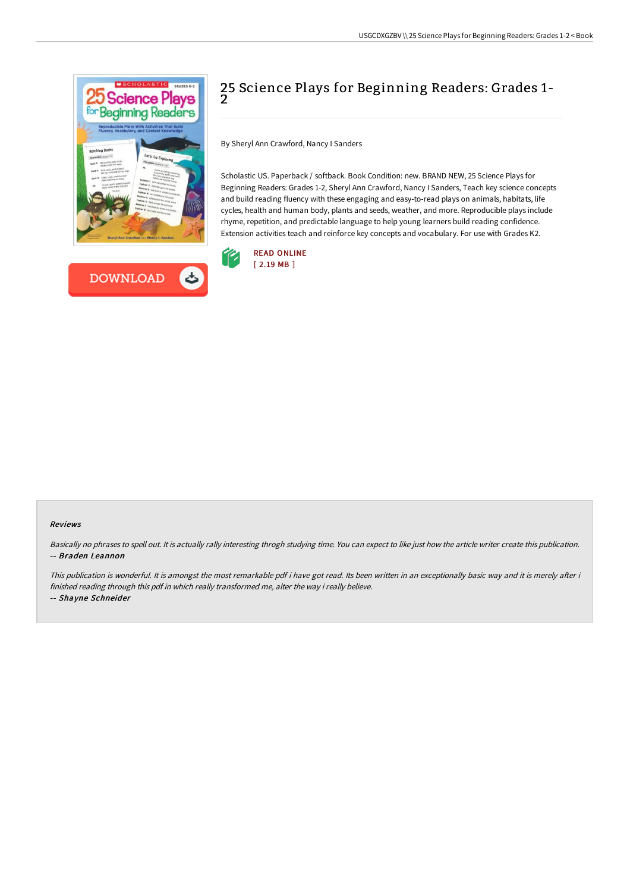# 25 Science Plays for Beginning Readers: Grades 1-2

By Sheryl Ann Crawford, Nancy I Sanders

Scholastic US. Paperback / softback. Book Condition: new. BRAND NEW, 25 Science Plays for Beginning Readers: Grades 1-2, Sheryl Ann Crawford, Nancy I Sanders, Teach key science concepts and build reading fluency with these engaging and easy-to-read plays on animals, habitats, life cycles, health and human body, plants and seeds, weather, and more. Reproducible plays include rhyme, repetition, and predictable language to help young learners build reading confidence. Extension activities teach and reinforce key concepts and vocabulary. For use with Grades K2.

READ ONLINE
[ 2.19 MB ]

DOWNLOAD

### Reviews

*Basically no phrases to spell out. It is actually rally interesting throgh studying time. You can expect to like just how the article writer create this publication.*
*-- **Braden Leannon***

*This publication is wonderful. It is amongst the most remarkable pdf i have got read. Its been written in an exceptionally basic way and it is merely after i finished reading through this pdf in which really transformed me, alter the way i really believe.*
*-- **Shayne Schneider***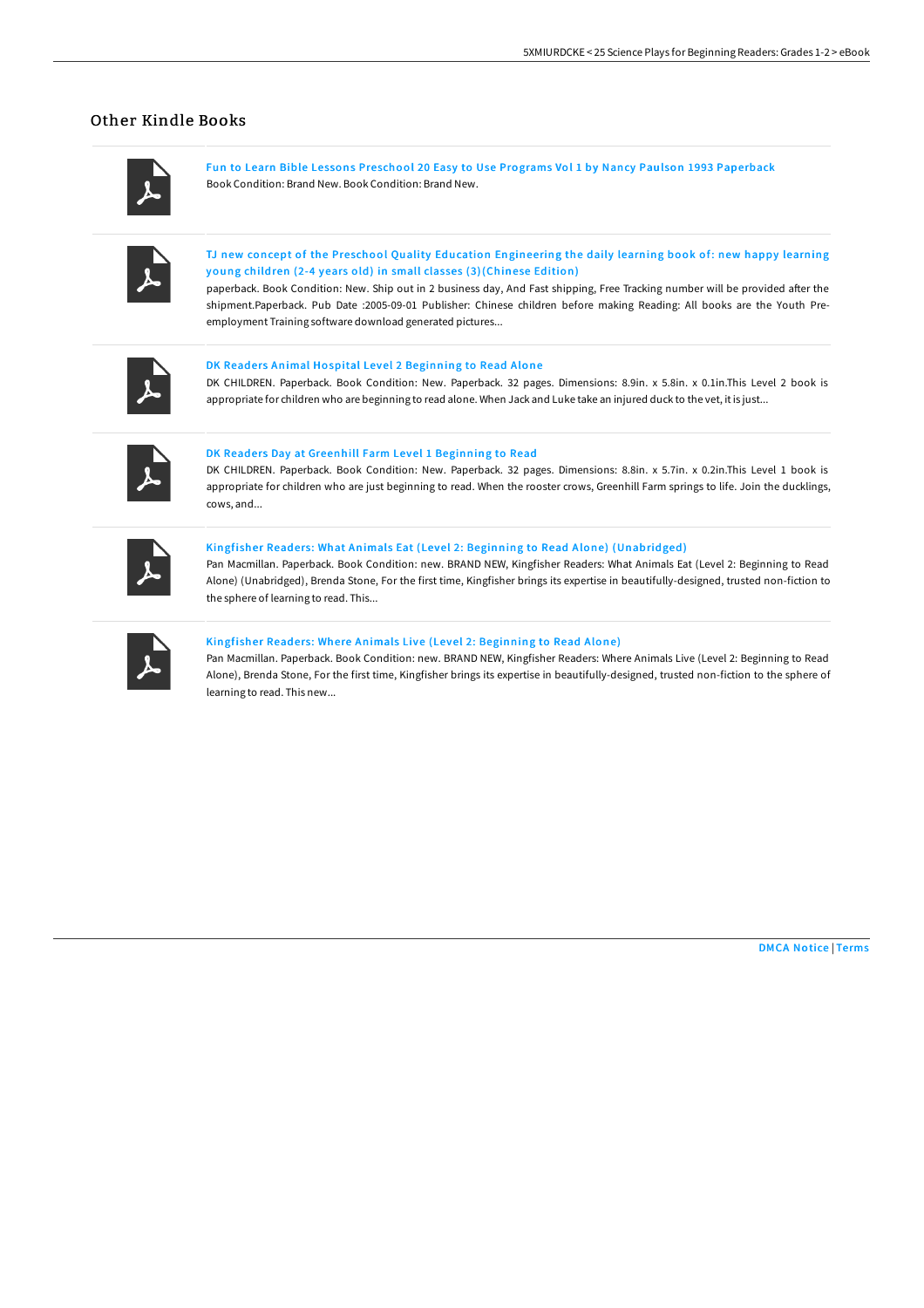## Other Kindle Books

**Fun to Learn Bible Lessons Preschool 20 Easy to Use Programs Vol 1 by Nancy Paulson 1993 Paperback**

Book Condition: Brand New. Book Condition: Brand New.

**TJ new concept of the Preschool Quality Education Engineering the daily learning book of: new happy learning young children (2-4 years old) in small classes (3)(Chinese Edition)**

paperback. Book Condition: New. Ship out in 2 business day, And Fast shipping, Free Tracking number will be provided after the shipment.Paperback. Pub Date :2005-09-01 Publisher: Chinese children before making Reading: All books are the Youth Pre-employment Training software download generated pictures...

**DK Readers Animal Hospital Level 2 Beginning to Read Alone**

DK CHILDREN. Paperback. Book Condition: New. Paperback. 32 pages. Dimensions: 8.9in. x 5.8in. x 0.1in.This Level 2 book is appropriate for children who are beginning to read alone. When Jack and Luke take an injured duck to the vet, it is just...

**DK Readers Day at Greenhill Farm Level 1 Beginning to Read**

DK CHILDREN. Paperback. Book Condition: New. Paperback. 32 pages. Dimensions: 8.8in. x 5.7in. x 0.2in.This Level 1 book is appropriate for children who are just beginning to read. When the rooster crows, Greenhill Farm springs to life. Join the ducklings, cows, and...

**Kingfisher Readers: What Animals Eat (Level 2: Beginning to Read Alone) (Unabridged)**

Pan Macmillan. Paperback. Book Condition: new. BRAND NEW, Kingfisher Readers: What Animals Eat (Level 2: Beginning to Read Alone) (Unabridged), Brenda Stone, For the first time, Kingfisher brings its expertise in beautifully-designed, trusted non-fiction to the sphere of learning to read. This...

**Kingfisher Readers: Where Animals Live (Level 2: Beginning to Read Alone)**

Pan Macmillan. Paperback. Book Condition: new. BRAND NEW, Kingfisher Readers: Where Animals Live (Level 2: Beginning to Read Alone), Brenda Stone, For the first time, Kingfisher brings its expertise in beautifully-designed, trusted non-fiction to the sphere of learning to read. This new...